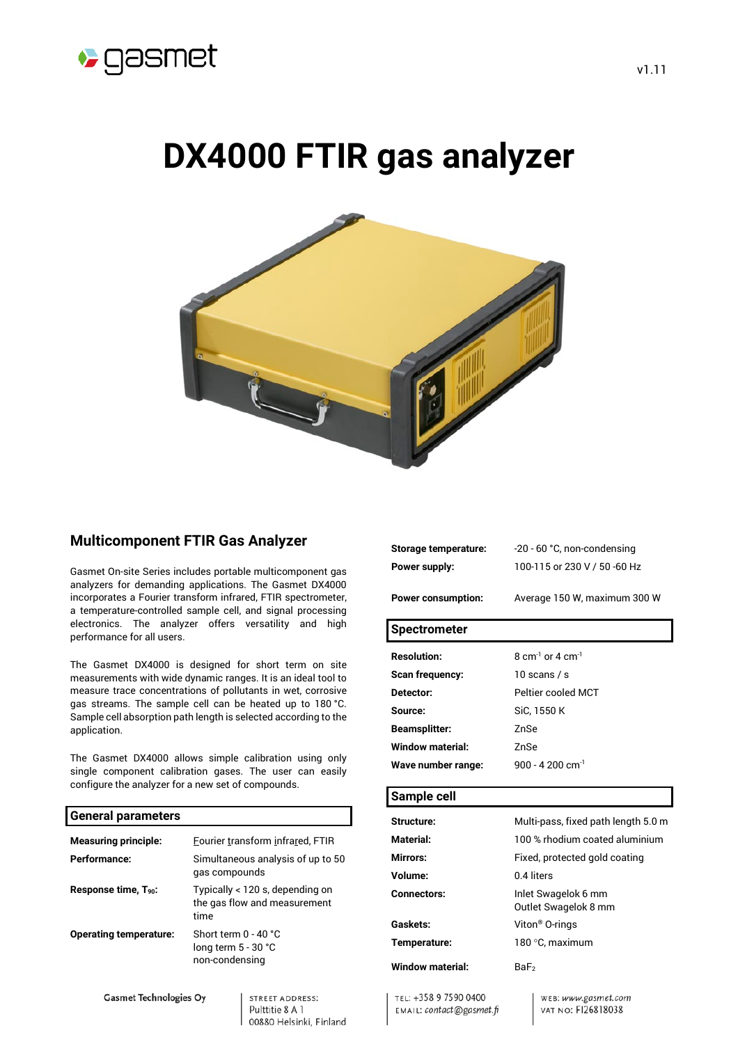# DX4000 FTIR gas analyzer

## Multicomponent FTIR Gas Analyzer

Gasmet On-site Series includes portable multicomponent gas analyzers for demanding applications. The Gasmet DX4000 incorporates a Fourier transform infrared, FTIR spectrometer, a temperature-controlled sample cell, and signal processing electronics. The analyzer offers versatility and high performance for all users.

The Gasmet DX4000 is designed for short term on site measurements with wide dynamic ranges. It is an ideal tool to measure trace concentrations of pollutants in wet, corrosive gas streams. The sample cell can be heated up to 180 °C. Sample cell absorption path length is selected according to the application.

The Gasmet DX4000 allows simple calibration using only single component calibration gases. The user can easily configure the analyzer for a new set of compounds.

### General parameters

| | |
|---|---|
| **Measuring principle:** | Fourier transform infrared, FTIR |
| **Performance:** | Simultaneous analysis of up to 50 gas compounds |
| **Response time, $T_{90}$:** | Typically < 120 s, depending on the gas flow and measurement time |
| **Operating temperature:** | Short term 0 - 40 °C<br>long term 5 - 30 °C<br>non-condensing |
| **Storage temperature:** | -20 - 60 °C, non-condensing |
| **Power supply:** | 100-115 or 230 V / 50 -60 Hz |
| **Power consumption:** | Average 150 W, maximum 300 W |

### Spectrometer

| | |
|---|---|
| **Resolution:** | 8 $cm^{-1}$ or 4 $cm^{-1}$ |
| **Scan frequency:** | 10 scans / s |
| **Detector:** | Peltier cooled MCT |
| **Source:** | SiC, 1550 K |
| **Beamsplitter:** | ZnSe |
| **Window material:** | ZnSe |
| **Wave number range:** | 900 - 4 200 $cm^{-1}$ |

### Sample cell

| | |
|---|---|
| **Structure:** | Multi-pass, fixed path length 5.0 m |
| **Material:** | 100 % rhodium coated aluminium |
| **Mirrors:** | Fixed, protected gold coating |
| **Volume:** | 0.4 liters |
| **Connectors:** | Inlet Swagelok 6 mm<br>Outlet Swagelok 8 mm |
| **Gaskets:** | Viton® O-rings |
| **Temperature:** | 180 °C, maximum |
| **Window material:** | $BaF_2$ |

Gasmet Technologies Oy | STREET ADDRESS: Pulttitie 8 A 1, 00880 Helsinki, Finland | TEL: +358 9 7590 0400, EMAIL: contact@gasmet.fi | WEB: www.gasmet.com, VAT NO: FI26818038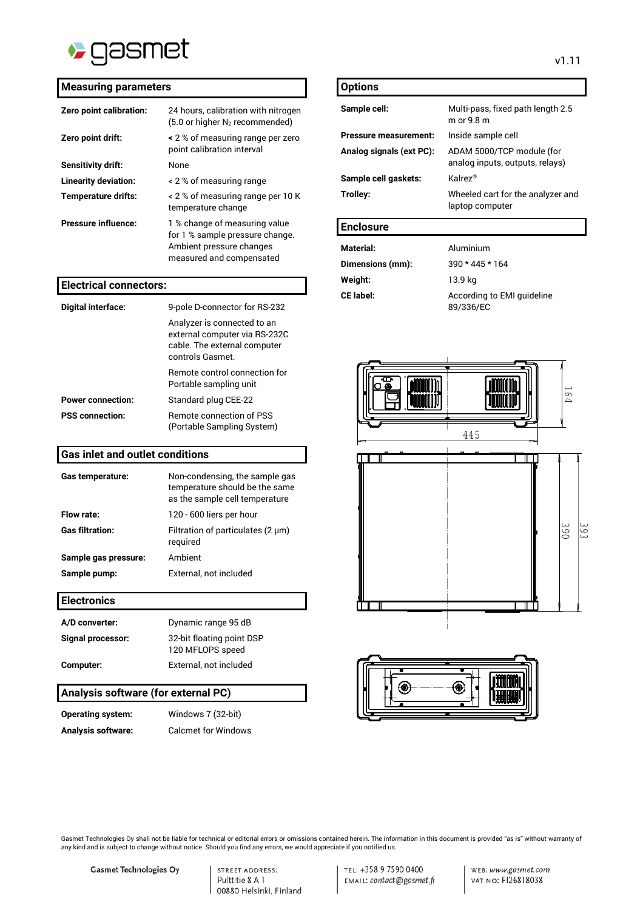v1.11

## Measuring parameters

| | |
|---|---|
| **Zero point calibration:** | 24 hours, calibration with nitrogen (5.0 or higher $N_2$ recommended) |
| **Zero point drift:** | < 2 % of measuring range per zero point calibration interval |
| **Sensitivity drift:** | None |
| **Linearity deviation:** | < 2 % of measuring range |
| **Temperature drifts:** | < 2 % of measuring range per 10 K temperature change |
| **Pressure influence:** | 1 % change of measuring value for 1 % sample pressure change. Ambient pressure changes measured and compensated |

## Electrical connectors:

| | |
|---|---|
| **Digital interface:** | 9-pole D-connector for RS-232 |
| | Analyzer is connected to an external computer via RS-232C cable. The external computer controls Gasmet. |
| | Remote control connection for Portable sampling unit |
| **Power connection:** | Standard plug CEE-22 |
| **PSS connection:** | Remote connection of PSS (Portable Sampling System) |

## Gas inlet and outlet conditions

| | |
|---|---|
| **Gas temperature:** | Non-condensing, the sample gas temperature should be the same as the sample cell temperature |
| **Flow rate:** | 120 - 600 liers per hour |
| **Gas filtration:** | Filtration of particulates (2 µm) required |
| **Sample gas pressure:** | Ambient |
| **Sample pump:** | External, not included |

## Electronics

| | |
|---|---|
| **A/D converter:** | Dynamic range 95 dB |
| **Signal processor:** | 32-bit floating point DSP 120 MFLOPS speed |
| **Computer:** | External, not included |

## Analysis software (for external PC)

| | |
|---|---|
| **Operating system:** | Windows 7 (32-bit) |
| **Analysis software:** | Calcmet for Windows |

## Options

| | |
|---|---|
| **Sample cell:** | Multi-pass, fixed path length 2.5 m or 9.8 m |
| **Pressure measurement:** | Inside sample cell |
| **Analog signals (ext PC):** | ADAM 5000/TCP module (for analog inputs, outputs, relays) |
| **Sample cell gaskets:** | Kalrez® |
| **Trolley:** | Wheeled cart for the analyzer and laptop computer |

## Enclosure

| | |
|---|---|
| **Material:** | Aluminium |
| **Dimensions (mm):** | 390 * 445 * 164 |
| **Weight:** | 13.9 kg |
| **CE label:** | According to EMI guideline 89/336/EC |

164

445

390

393

Gasmet Technologies Oy shall not be liable for technical or editorial errors or omissions contained herein. The information in this document is provided "as is" without warranty of any kind and is subject to change without notice. Should you find any errors, we would appreciate if you notified us.

Gasmet Technologies Oy | STREET ADDRESS: Pulttitie 8 A 1 00880 Helsinki, Finland | TEL: +358 9 7590 0400 EMAIL: *contact@gasmet.fi* | WEB: *www.gasmet.com* VAT NO: FI26818038